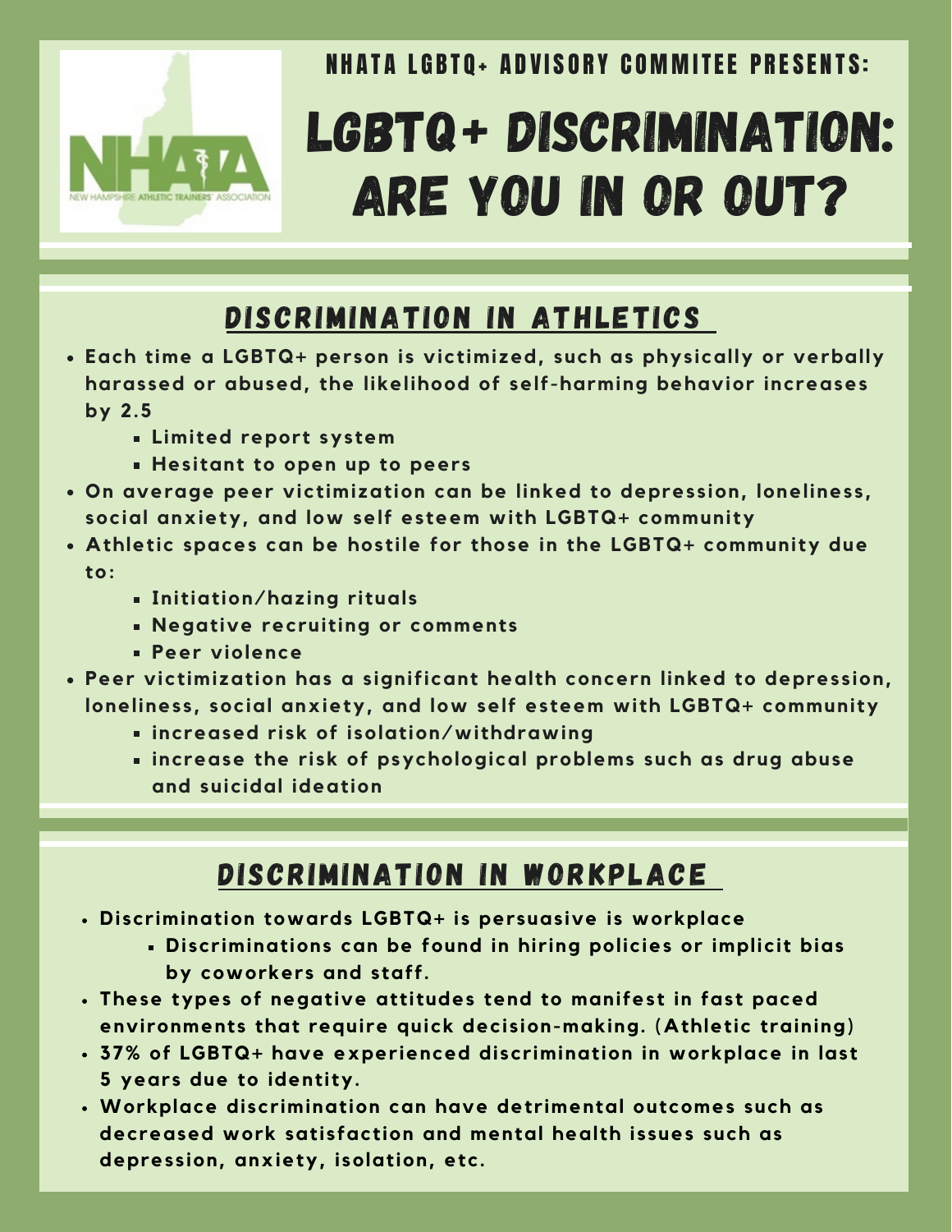NHATA LGBTQ+ ADVISORY COMMITEE PRESENTS:

# LGBTQ+ DISCRIMINATION: ARE YOU IN OR OUT?

## DISCRIMINATION IN ATHLETICS

- **Each time a LGBTQ+ person is victimized, such as physically or verbally harassed or abused, the likelihood of self-harming behavior increases by 2.5**
  - **Limited report system**
  - **Hesitant to open up to peers**
- **On average peer victimization can be linked to depression, loneliness, social anxiety, and low self esteem with LGBTQ+ community**
- **Athletic spaces can be hostile for those in the LGBTQ+ community due to:**
  - **Initiation/hazing rituals**
  - **Negative recruiting or comments**
  - **Peer violence**
- **Peer victimization has a significant health concern linked to depression, loneliness, social anxiety, and low self esteem with LGBTQ+ community**
  - **increased risk of isolation/withdrawing**
  - **increase the risk of psychological problems such as drug abuse and suicidal ideation**

## DISCRIMINATION IN WORKPLACE

- **Discrimination towards LGBTQ+ is persuasive is workplace**
  - **Discriminations can be found in hiring policies or implicit bias by coworkers and staff.**
- **These types of negative attitudes tend to manifest in fast paced environments that require quick decision-making. (Athletic training)**
- **37% of LGBTQ+ have experienced discrimination in workplace in last 5 years due to identity.**
- **Workplace discrimination can have detrimental outcomes such as decreased work satisfaction and mental health issues such as depression, anxiety, isolation, etc.**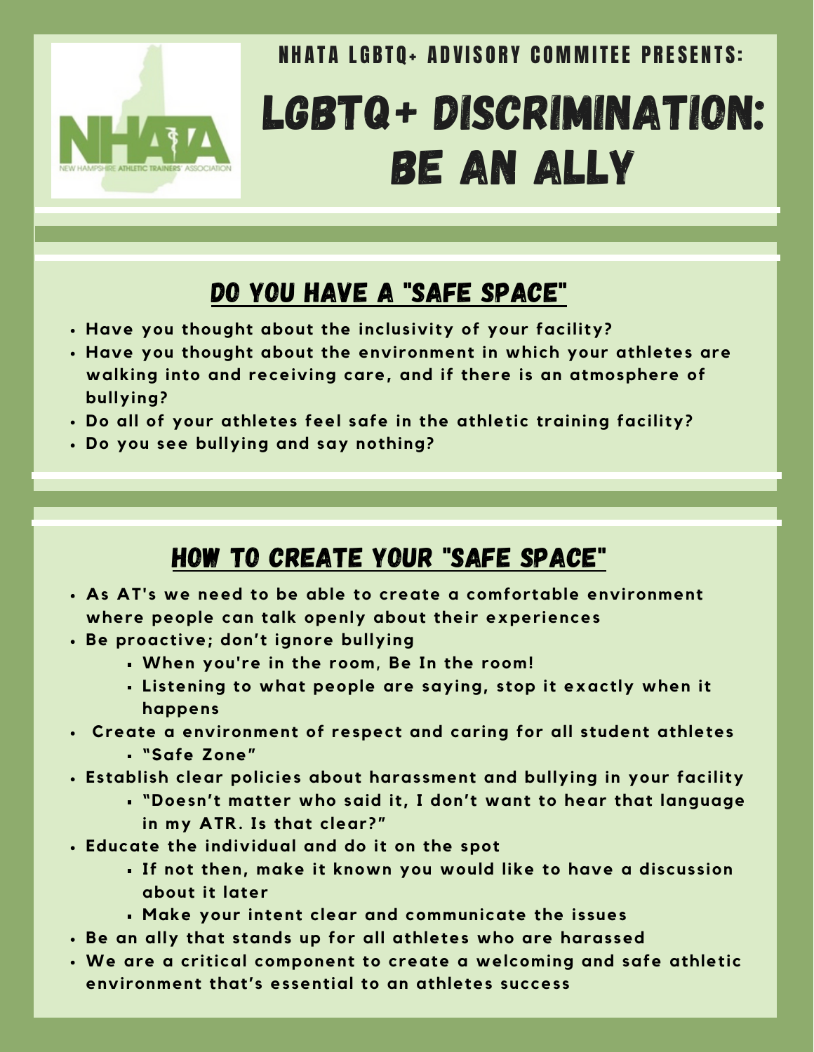NHATA LGBTQ+ ADVISORY COMMITEE PRESENTS:

# LGBTQ+ DISCRIMINATION: BE AN ALLY

## DO YOU HAVE A "SAFE SPACE"

- **Have you thought about the inclusivity of your facility?**
- **Have you thought about the environment in which your athletes are walking into and receiving care, and if there is an atmosphere of bullying?**
- **Do all of your athletes feel safe in the athletic training facility?**
- **Do you see bullying and say nothing?**

## HOW TO CREATE YOUR "SAFE SPACE"

- **As AT's we need to be able to create a comfortable environment where people can talk openly about their experiences**
- **Be proactive; don't ignore bullying**
  - **When you're in the room, Be In the room!**
  - **Listening to what people are saying, stop it exactly when it happens**
- **Create a environment of respect and caring for all student athletes**
  - **"Safe Zone"**
- **Establish clear policies about harassment and bullying in your facility**
  - **"Doesn't matter who said it, I don't want to hear that language in my ATR. Is that clear?"**
- **Educate the individual and do it on the spot**
  - **If not then, make it known you would like to have a discussion about it later**
  - **Make your intent clear and communicate the issues**
- **Be an ally that stands up for all athletes who are harassed**
- **We are a critical component to create a welcoming and safe athletic environment that's essential to an athletes success**